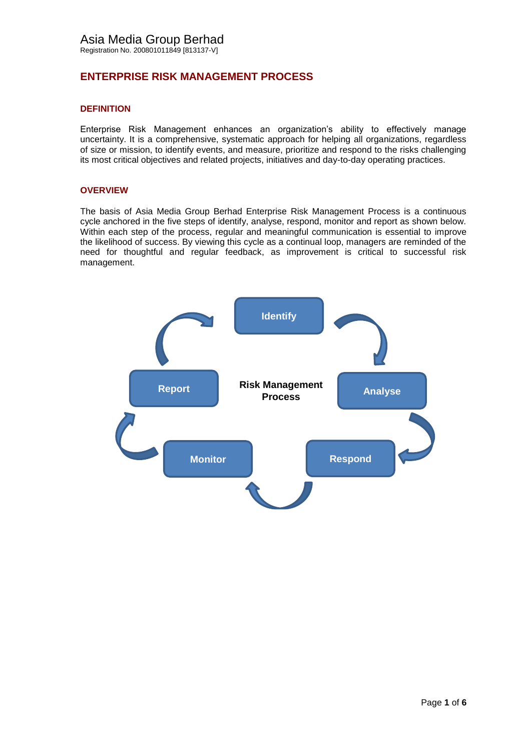Asia Media Group Berhad
Registration No. 200801011849 [813137-V]

# ENTERPRISE RISK MANAGEMENT PROCESS

## DEFINITION

Enterprise Risk Management enhances an organization's ability to effectively manage uncertainty. It is a comprehensive, systematic approach for helping all organizations, regardless of size or mission, to identify events, and measure, prioritize and respond to the risks challenging its most critical objectives and related projects, initiatives and day-to-day operating practices.

## OVERVIEW

The basis of Asia Media Group Berhad Enterprise Risk Management Process is a continuous cycle anchored in the five steps of identify, analyse, respond, monitor and report as shown below. Within each step of the process, regular and meaningful communication is essential to improve the likelihood of success. By viewing this cycle as a continual loop, managers are reminded of the need for thoughtful and regular feedback, as improvement is critical to successful risk management.

**Risk Management Process**

Identify → Analyse → Respond → Monitor → Report → Identify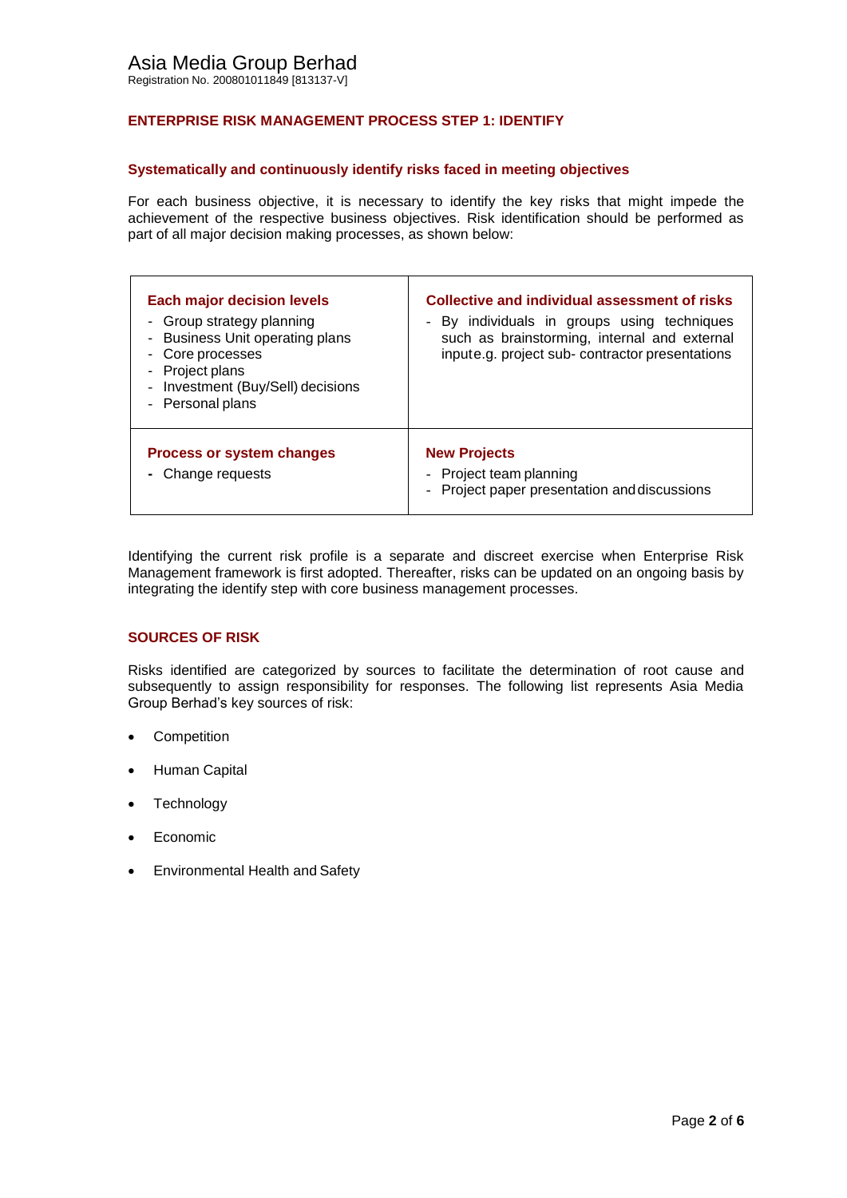## ENTERPRISE RISK MANAGEMENT PROCESS STEP 1: IDENTIFY

### Systematically and continuously identify risks faced in meeting objectives

For each business objective, it is necessary to identify the key risks that might impede the achievement of the respective business objectives. Risk identification should be performed as part of all major decision making processes, as shown below:

| **Each major decision levels**<br>- Group strategy planning<br>- Business Unit operating plans<br>- Core processes<br>- Project plans<br>- Investment (Buy/Sell) decisions<br>- Personal plans | **Collective and individual assessment of risks**<br>- By individuals in groups using techniques such as brainstorming, internal and external inpute.g. project sub- contractor presentations |
|---|---|
| **Process or system changes**<br>- Change requests | **New Projects**<br>- Project team planning<br>- Project paper presentation and discussions |

Identifying the current risk profile is a separate and discreet exercise when Enterprise Risk Management framework is first adopted. Thereafter, risks can be updated on an ongoing basis by integrating the identify step with core business management processes.

## SOURCES OF RISK

Risks identified are categorized by sources to facilitate the determination of root cause and subsequently to assign responsibility for responses. The following list represents Asia Media Group Berhad's key sources of risk:

- Competition
- Human Capital
- Technology
- Economic
- Environmental Health and Safety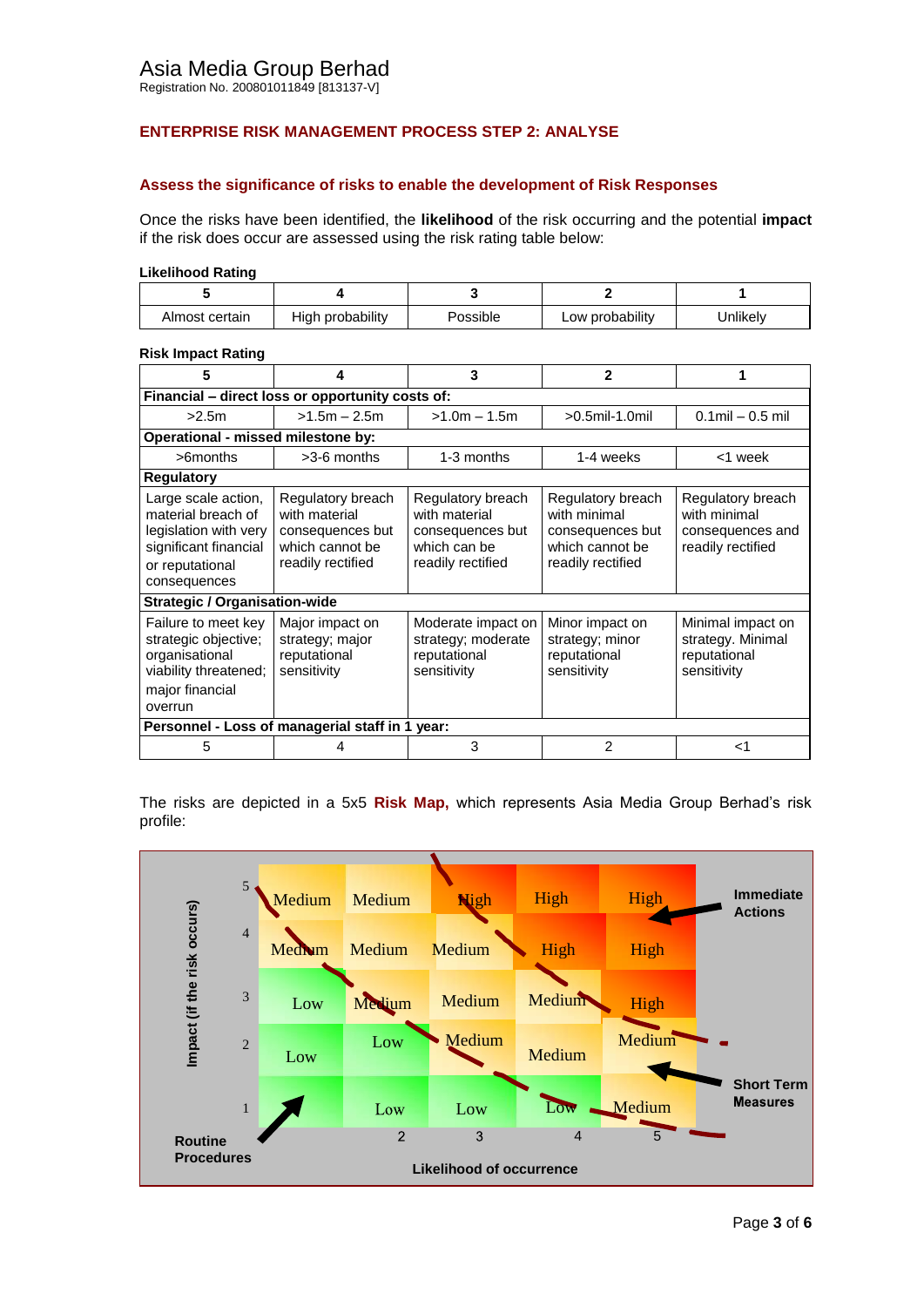## ENTERPRISE RISK MANAGEMENT PROCESS STEP 2: ANALYSE

### Assess the significance of risks to enable the development of Risk Responses

Once the risks have been identified, the **likelihood** of the risk occurring and the potential **impact** if the risk does occur are assessed using the risk rating table below:

**Likelihood Rating**

| 5 | 4 | 3 | 2 | 1 |
|---|---|---|---|---|
| Almost certain | High probability | Possible | Low probability | Unlikely |

**Risk Impact Rating**

| 5 | 4 | 3 | 2 | 1 |
|---|---|---|---|---|
| **Financial – direct loss or opportunity costs of:** | | | | |
| >2.5m | >1.5m – 2.5m | >1.0m – 1.5m | >0.5mil-1.0mil | 0.1mil – 0.5 mil |
| **Operational - missed milestone by:** | | | | |
| >6months | >3-6 months | 1-3 months | 1-4 weeks | <1 week |
| **Regulatory** | | | | |
| Large scale action, material breach of legislation with very significant financial or reputational consequences | Regulatory breach with material consequences but which cannot be readily rectified | Regulatory breach with material consequences but which can be readily rectified | Regulatory breach with minimal consequences but which cannot be readily rectified | Regulatory breach with minimal consequences and readily rectified |
| **Strategic / Organisation-wide** | | | | |
| Failure to meet key strategic objective; organisational viability threatened; major financial overrun | Major impact on strategy; major reputational sensitivity | Moderate impact on strategy; moderate reputational sensitivity | Minor impact on strategy; minor reputational sensitivity | Minimal impact on strategy. Minimal reputational sensitivity |
| **Personnel - Loss of managerial staff in 1 year:** | | | | |
| 5 | 4 | 3 | 2 | <1 |

The risks are depicted in a 5x5 **Risk Map,** which represents Asia Media Group Berhad's risk profile:

| Impact (if the risk occurs) / Likelihood of occurrence | 1 | 2 | 3 | 4 | 5 |
|---|---|---|---|---|---|
| 5 | Medium | Medium | High | High | High |
| 4 | Medium | Medium | Medium | High | High |
| 3 | Low | Medium | Medium | Medium | High |
| 2 | Low | Low | Medium | Medium | Medium |
| 1 | | Low | Low | Low | Medium |

**Immediate Actions**

**Short Term Measures**

**Routine Procedures**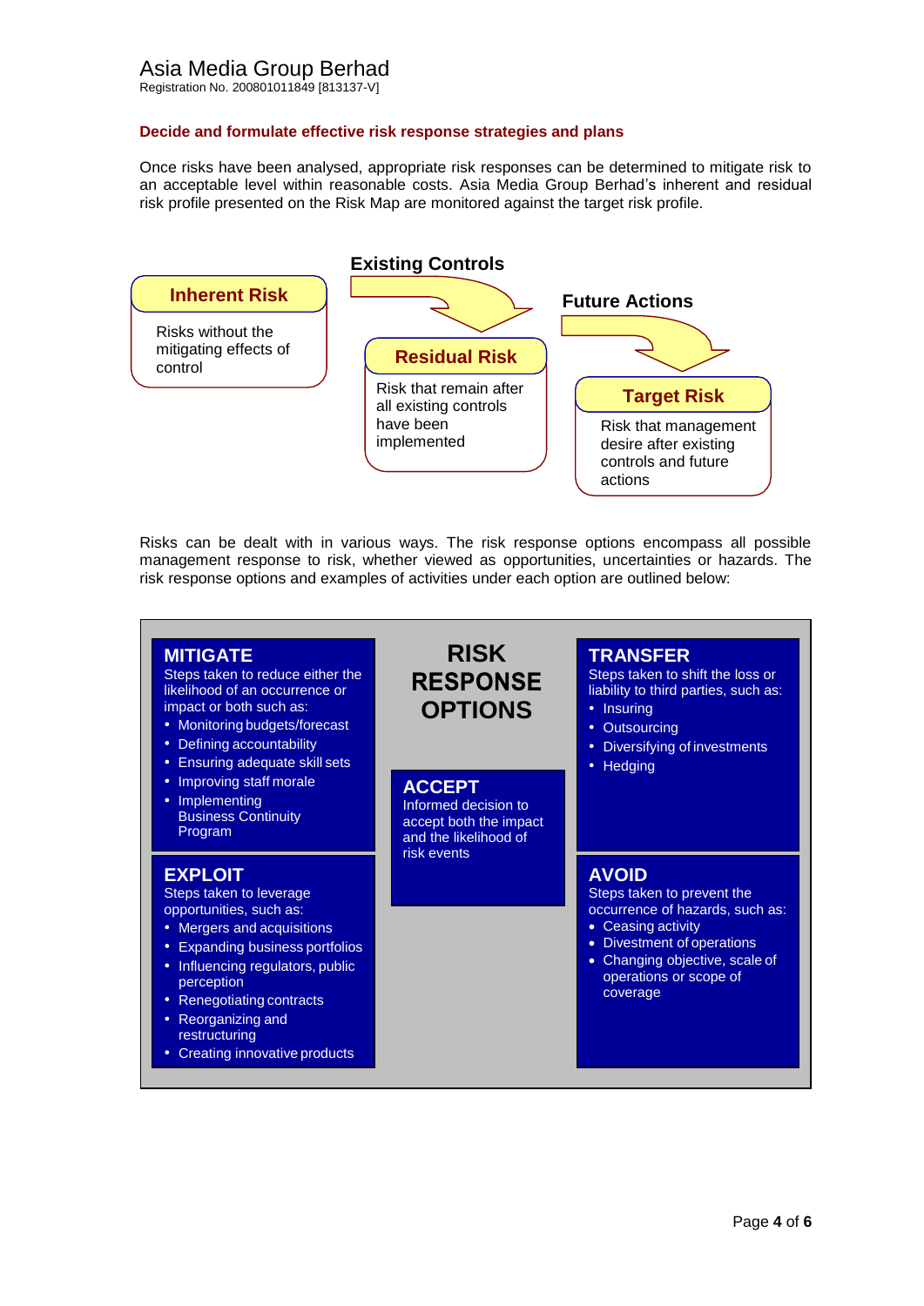## Decide and formulate effective risk response strategies and plans

Once risks have been analysed, appropriate risk responses can be determined to mitigate risk to an acceptable level within reasonable costs. Asia Media Group Berhad's inherent and residual risk profile presented on the Risk Map are monitored against the target risk profile.

**Inherent Risk**

Risks without the mitigating effects of control

**Existing Controls**

**Residual Risk**

Risk that remain after all existing controls have been implemented

**Future Actions**

**Target Risk**

Risk that management desire after existing controls and future actions

Risks can be dealt with in various ways. The risk response options encompass all possible management response to risk, whether viewed as opportunities, uncertainties or hazards. The risk response options and examples of activities under each option are outlined below:

### RISK RESPONSE OPTIONS

**MITIGATE**

Steps taken to reduce either the likelihood of an occurrence or impact or both such as:

- Monitoring budgets/forecast
- Defining accountability
- Ensuring adequate skill sets
- Improving staff morale
- Implementing Business Continuity Program

**TRANSFER**

Steps taken to shift the loss or liability to third parties, such as:

- Insuring
- Outsourcing
- Diversifying of investments
- Hedging

**ACCEPT**

Informed decision to accept both the impact and the likelihood of risk events

**EXPLOIT**

Steps taken to leverage opportunities, such as:

- Mergers and acquisitions
- Expanding business portfolios
- Influencing regulators, public perception
- Renegotiating contracts
- Reorganizing and restructuring
- Creating innovative products

**AVOID**

Steps taken to prevent the occurrence of hazards, such as:

- Ceasing activity
- Divestment of operations
- Changing objective, scale of operations or scope of coverage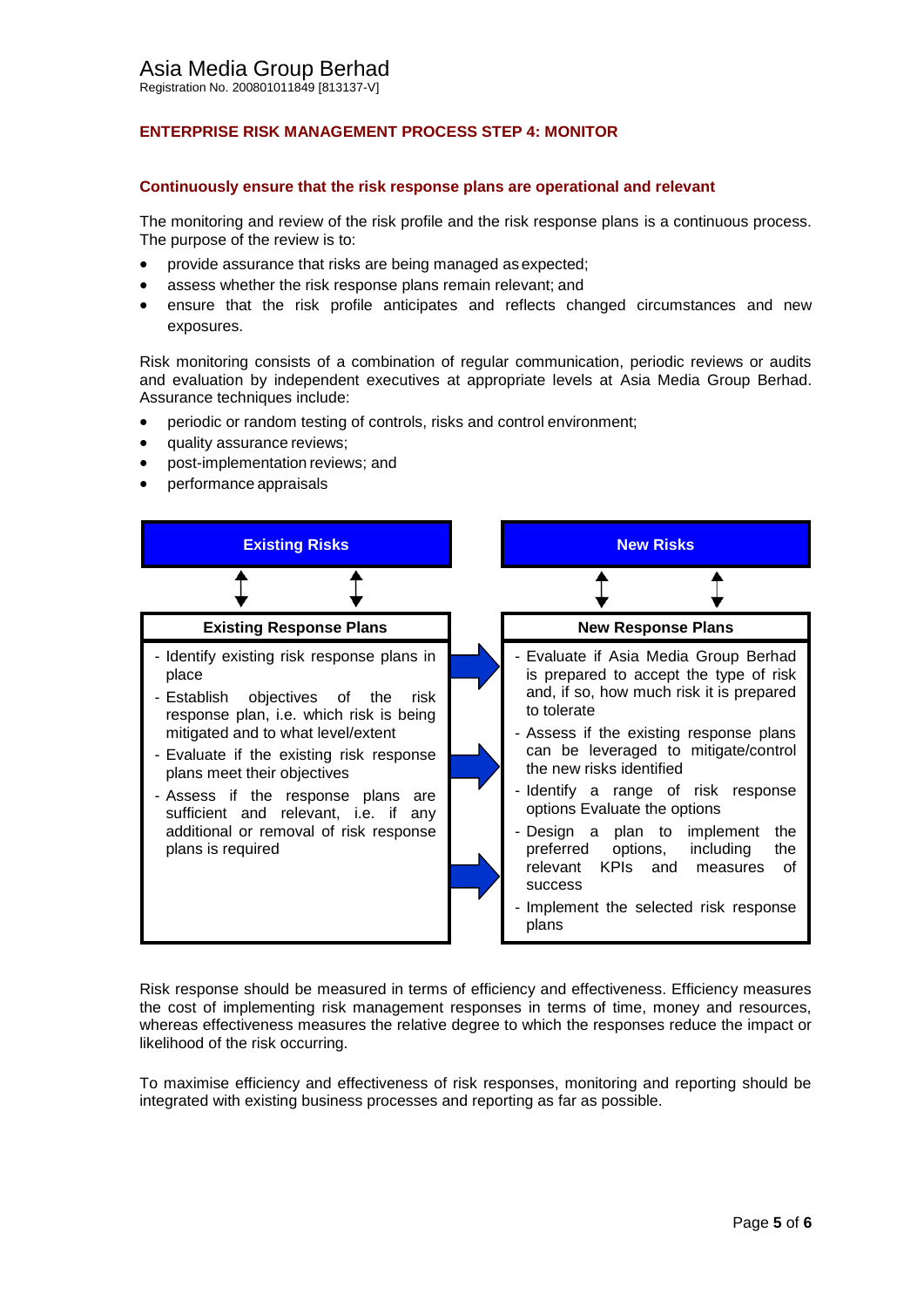## ENTERPRISE RISK MANAGEMENT PROCESS STEP 4: MONITOR

### Continuously ensure that the risk response plans are operational and relevant

The monitoring and review of the risk profile and the risk response plans is a continuous process. The purpose of the review is to:

- provide assurance that risks are being managed as expected;
- assess whether the risk response plans remain relevant; and
- ensure that the risk profile anticipates and reflects changed circumstances and new exposures.

Risk monitoring consists of a combination of regular communication, periodic reviews or audits and evaluation by independent executives at appropriate levels at Asia Media Group Berhad. Assurance techniques include:

- periodic or random testing of controls, risks and control environment;
- quality assurance reviews;
- post-implementation reviews; and
- performance appraisals

| Existing Risks | New Risks |
|---|---|
| **Existing Response Plans** | **New Response Plans** |
| - Identify existing risk response plans in place<br>- Establish objectives of the risk response plan, i.e. which risk is being mitigated and to what level/extent<br>- Evaluate if the existing risk response plans meet their objectives<br>- Assess if the response plans are sufficient and relevant, i.e. if any additional or removal of risk response plans is required | - Evaluate if Asia Media Group Berhad is prepared to accept the type of risk and, if so, how much risk it is prepared to tolerate<br>- Assess if the existing response plans can be leveraged to mitigate/control the new risks identified<br>- Identify a range of risk response options Evaluate the options<br>- Design a plan to implement the preferred options, including the relevant KPIs and measures of success<br>- Implement the selected risk response plans |

Risk response should be measured in terms of efficiency and effectiveness. Efficiency measures the cost of implementing risk management responses in terms of time, money and resources, whereas effectiveness measures the relative degree to which the responses reduce the impact or likelihood of the risk occurring.

To maximise efficiency and effectiveness of risk responses, monitoring and reporting should be integrated with existing business processes and reporting as far as possible.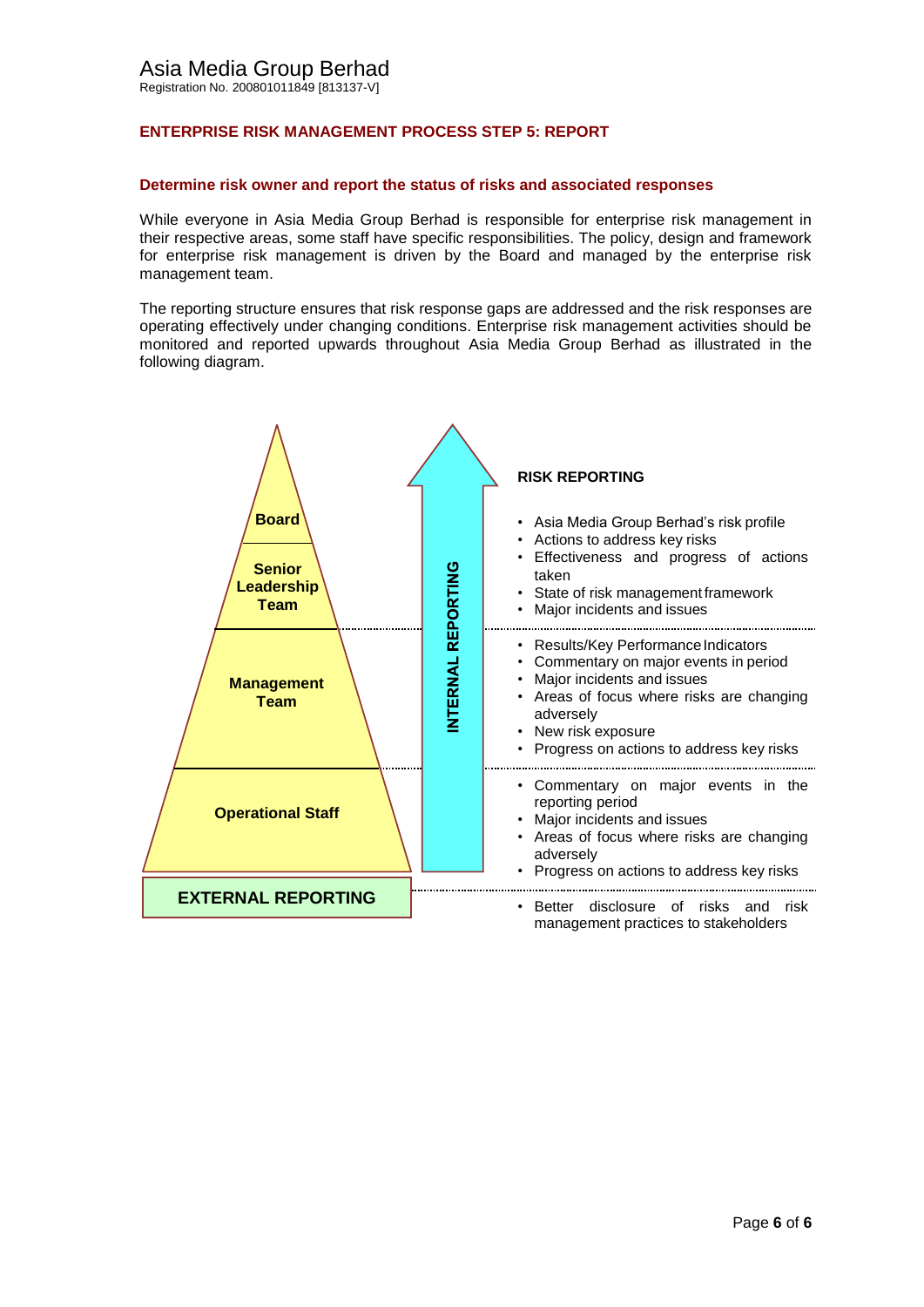Asia Media Group Berhad
Registration No. 200801011849 [813137-V]

## ENTERPRISE RISK MANAGEMENT PROCESS STEP 5: REPORT

### Determine risk owner and report the status of risks and associated responses

While everyone in Asia Media Group Berhad is responsible for enterprise risk management in their respective areas, some staff have specific responsibilities. The policy, design and framework for enterprise risk management is driven by the Board and managed by the enterprise risk management team.

The reporting structure ensures that risk response gaps are addressed and the risk responses are operating effectively under changing conditions. Enterprise risk management activities should be monitored and reported upwards throughout Asia Media Group Berhad as illustrated in the following diagram.

Board

Senior Leadership Team

Management Team

Operational Staff

EXTERNAL REPORTING

INTERNAL REPORTING

**RISK REPORTING**

Board / Senior Leadership Team:

- Asia Media Group Berhad's risk profile
- Actions to address key risks
- Effectiveness and progress of actions taken
- State of risk management framework
- Major incidents and issues

Management Team:

- Results/Key Performance Indicators
- Commentary on major events in period
- Major incidents and issues
- Areas of focus where risks are changing adversely
- New risk exposure
- Progress on actions to address key risks

Operational Staff:

- Commentary on major events in the reporting period
- Major incidents and issues
- Areas of focus where risks are changing adversely
- Progress on actions to address key risks

External Reporting:

- Better disclosure of risks and risk management practices to stakeholders